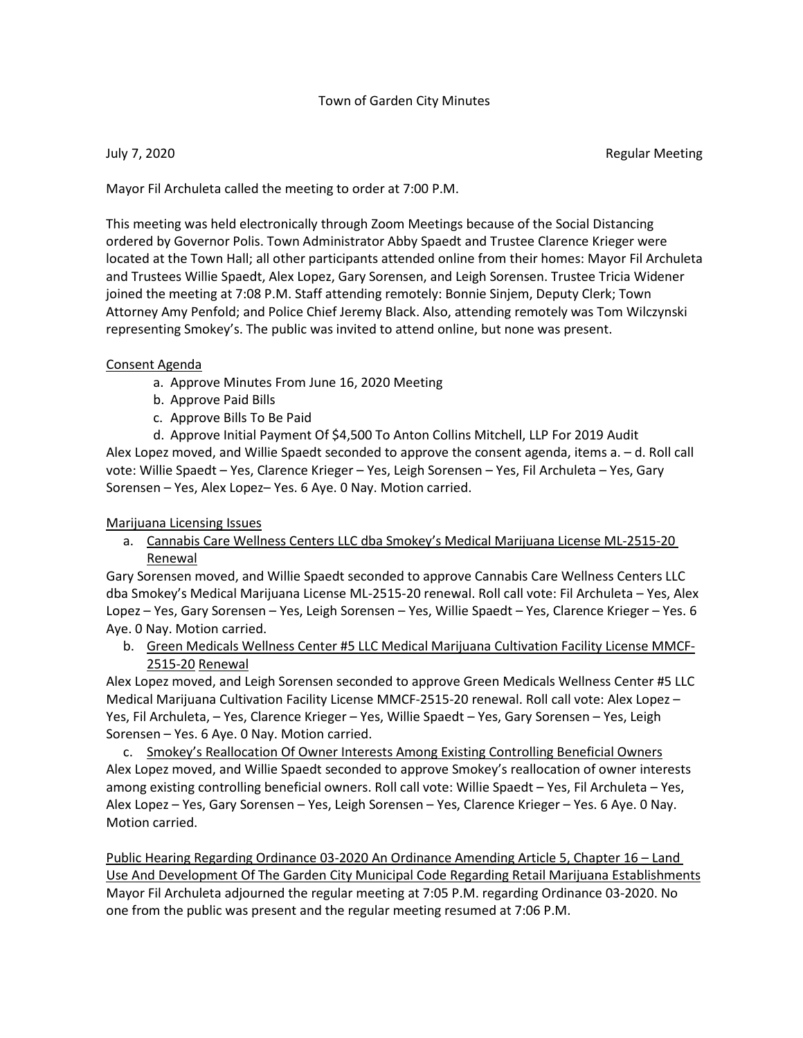Town of Garden City Minutes

July 7, 2020 Regular Meeting

Mayor Fil Archuleta called the meeting to order at 7:00 P.M.

This meeting was held electronically through Zoom Meetings because of the Social Distancing ordered by Governor Polis. Town Administrator Abby Spaedt and Trustee Clarence Krieger were located at the Town Hall; all other participants attended online from their homes: Mayor Fil Archuleta and Trustees Willie Spaedt, Alex Lopez, Gary Sorensen, and Leigh Sorensen. Trustee Tricia Widener joined the meeting at 7:08 P.M. Staff attending remotely: Bonnie Sinjem, Deputy Clerk; Town Attorney Amy Penfold; and Police Chief Jeremy Black. Also, attending remotely was Tom Wilczynski representing Smokey's. The public was invited to attend online, but none was present.

<u>Consent Agenda</u>

a. Approve Minutes From June 16, 2020 Meeting
b. Approve Paid Bills
c. Approve Bills To Be Paid
d. Approve Initial Payment Of $4,500 To Anton Collins Mitchell, LLP For 2019 Audit

Alex Lopez moved, and Willie Spaedt seconded to approve the consent agenda, items a. – d. Roll call vote: Willie Spaedt – Yes, Clarence Krieger – Yes, Leigh Sorensen – Yes, Fil Archuleta – Yes, Gary Sorensen – Yes, Alex Lopez– Yes. 6 Aye. 0 Nay. Motion carried.

<u>Marijuana Licensing Issues</u>

a. <u>Cannabis Care Wellness Centers LLC dba Smokey's Medical Marijuana License ML-2515-20 Renewal</u>

Gary Sorensen moved, and Willie Spaedt seconded to approve Cannabis Care Wellness Centers LLC dba Smokey's Medical Marijuana License ML-2515-20 renewal. Roll call vote: Fil Archuleta – Yes, Alex Lopez – Yes, Gary Sorensen – Yes, Leigh Sorensen – Yes, Willie Spaedt – Yes, Clarence Krieger – Yes. 6 Aye. 0 Nay. Motion carried.

b. <u>Green Medicals Wellness Center #5 LLC Medical Marijuana Cultivation Facility License MMCF-2515-20 Renewal</u>

Alex Lopez moved, and Leigh Sorensen seconded to approve Green Medicals Wellness Center #5 LLC Medical Marijuana Cultivation Facility License MMCF-2515-20 renewal. Roll call vote: Alex Lopez – Yes, Fil Archuleta, – Yes, Clarence Krieger – Yes, Willie Spaedt – Yes, Gary Sorensen – Yes, Leigh Sorensen – Yes. 6 Aye. 0 Nay. Motion carried.

c. <u>Smokey's Reallocation Of Owner Interests Among Existing Controlling Beneficial Owners</u>

Alex Lopez moved, and Willie Spaedt seconded to approve Smokey's reallocation of owner interests among existing controlling beneficial owners. Roll call vote: Willie Spaedt – Yes, Fil Archuleta – Yes, Alex Lopez – Yes, Gary Sorensen – Yes, Leigh Sorensen – Yes, Clarence Krieger – Yes. 6 Aye. 0 Nay. Motion carried.

<u>Public Hearing Regarding Ordinance 03-2020 An Ordinance Amending Article 5, Chapter 16 – Land Use And Development Of The Garden City Municipal Code Regarding Retail Marijuana Establishments</u>

Mayor Fil Archuleta adjourned the regular meeting at 7:05 P.M. regarding Ordinance 03-2020. No one from the public was present and the regular meeting resumed at 7:06 P.M.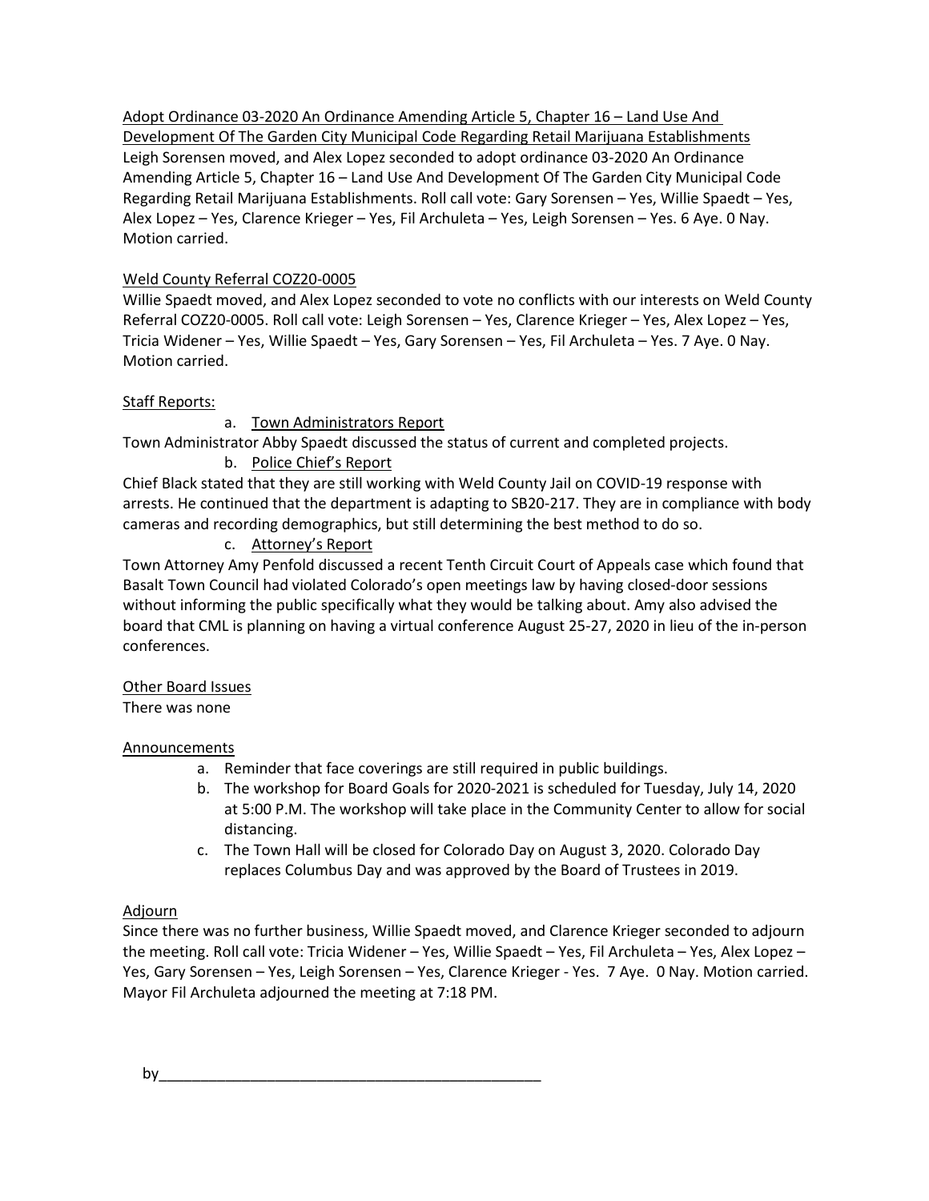Adopt Ordinance 03-2020 An Ordinance Amending Article 5, Chapter 16 – Land Use And Development Of The Garden City Municipal Code Regarding Retail Marijuana Establishments
Leigh Sorensen moved, and Alex Lopez seconded to adopt ordinance 03-2020 An Ordinance Amending Article 5, Chapter 16 – Land Use And Development Of The Garden City Municipal Code Regarding Retail Marijuana Establishments. Roll call vote: Gary Sorensen – Yes, Willie Spaedt – Yes, Alex Lopez – Yes, Clarence Krieger – Yes, Fil Archuleta – Yes, Leigh Sorensen – Yes. 6 Aye. 0 Nay. Motion carried.

Weld County Referral COZ20-0005
Willie Spaedt moved, and Alex Lopez seconded to vote no conflicts with our interests on Weld County Referral COZ20-0005. Roll call vote: Leigh Sorensen – Yes, Clarence Krieger – Yes, Alex Lopez – Yes, Tricia Widener – Yes, Willie Spaedt – Yes, Gary Sorensen – Yes, Fil Archuleta – Yes. 7 Aye. 0 Nay. Motion carried.

Staff Reports:

a. Town Administrators Report

Town Administrator Abby Spaedt discussed the status of current and completed projects.

b. Police Chief's Report

Chief Black stated that they are still working with Weld County Jail on COVID-19 response with arrests. He continued that the department is adapting to SB20-217. They are in compliance with body cameras and recording demographics, but still determining the best method to do so.

c. Attorney's Report

Town Attorney Amy Penfold discussed a recent Tenth Circuit Court of Appeals case which found that Basalt Town Council had violated Colorado's open meetings law by having closed-door sessions without informing the public specifically what they would be talking about. Amy also advised the board that CML is planning on having a virtual conference August 25-27, 2020 in lieu of the in-person conferences.

Other Board Issues
There was none

Announcements

a. Reminder that face coverings are still required in public buildings.
b. The workshop for Board Goals for 2020-2021 is scheduled for Tuesday, July 14, 2020 at 5:00 P.M. The workshop will take place in the Community Center to allow for social distancing.
c. The Town Hall will be closed for Colorado Day on August 3, 2020. Colorado Day replaces Columbus Day and was approved by the Board of Trustees in 2019.

Adjourn
Since there was no further business, Willie Spaedt moved, and Clarence Krieger seconded to adjourn the meeting. Roll call vote: Tricia Widener – Yes, Willie Spaedt – Yes, Fil Archuleta – Yes, Alex Lopez – Yes, Gary Sorensen – Yes, Leigh Sorensen – Yes, Clarence Krieger - Yes. 7 Aye. 0 Nay. Motion carried.
Mayor Fil Archuleta adjourned the meeting at 7:18 PM.

by_______________________________________________